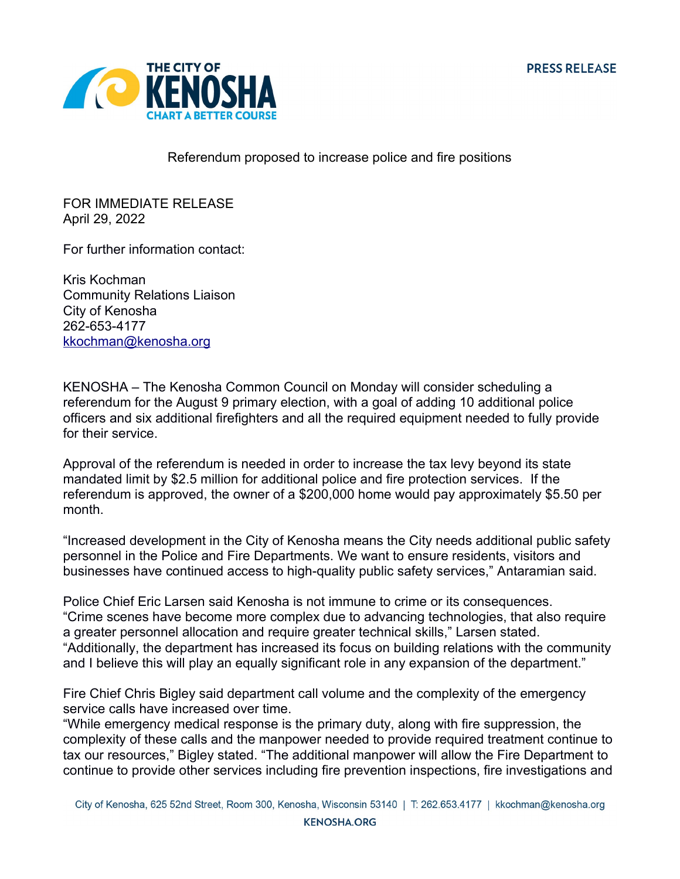THE CITY OF KENOSHA
CHART A BETTER COURSE

PRESS RELEASE

# Referendum proposed to increase police and fire positions

FOR IMMEDIATE RELEASE
April 29, 2022

For further information contact:

Kris Kochman
Community Relations Liaison
City of Kenosha
262-653-4177
kkochman@kenosha.org

KENOSHA – The Kenosha Common Council on Monday will consider scheduling a referendum for the August 9 primary election, with a goal of adding 10 additional police officers and six additional firefighters and all the required equipment needed to fully provide for their service.

Approval of the referendum is needed in order to increase the tax levy beyond its state mandated limit by $2.5 million for additional police and fire protection services. If the referendum is approved, the owner of a $200,000 home would pay approximately $5.50 per month.

"Increased development in the City of Kenosha means the City needs additional public safety personnel in the Police and Fire Departments. We want to ensure residents, visitors and businesses have continued access to high-quality public safety services," Antaramian said.

Police Chief Eric Larsen said Kenosha is not immune to crime or its consequences. "Crime scenes have become more complex due to advancing technologies, that also require a greater personnel allocation and require greater technical skills," Larsen stated. "Additionally, the department has increased its focus on building relations with the community and I believe this will play an equally significant role in any expansion of the department."

Fire Chief Chris Bigley said department call volume and the complexity of the emergency service calls have increased over time.
"While emergency medical response is the primary duty, along with fire suppression, the complexity of these calls and the manpower needed to provide required treatment continue to tax our resources," Bigley stated. "The additional manpower will allow the Fire Department to continue to provide other services including fire prevention inspections, fire investigations and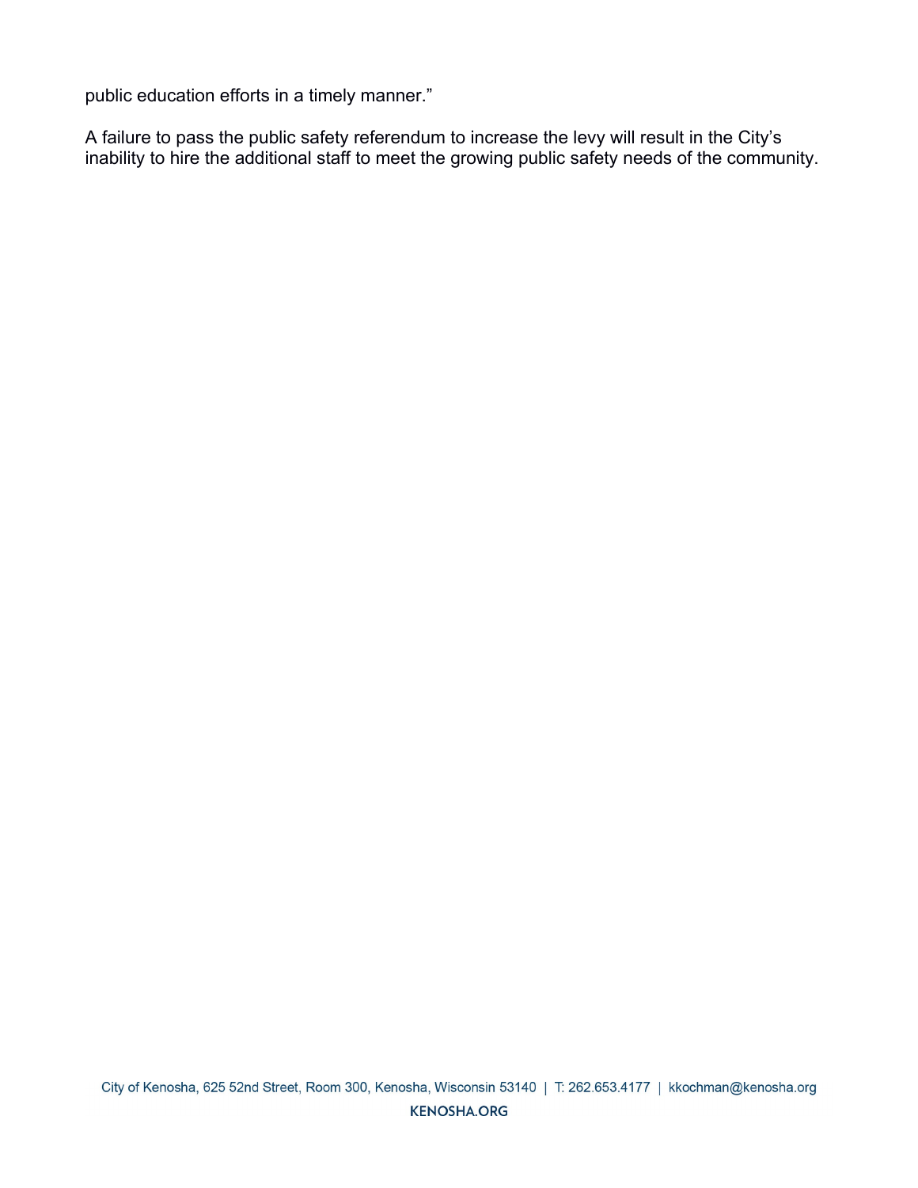public education efforts in a timely manner."

A failure to pass the public safety referendum to increase the levy will result in the City's inability to hire the additional staff to meet the growing public safety needs of the community.